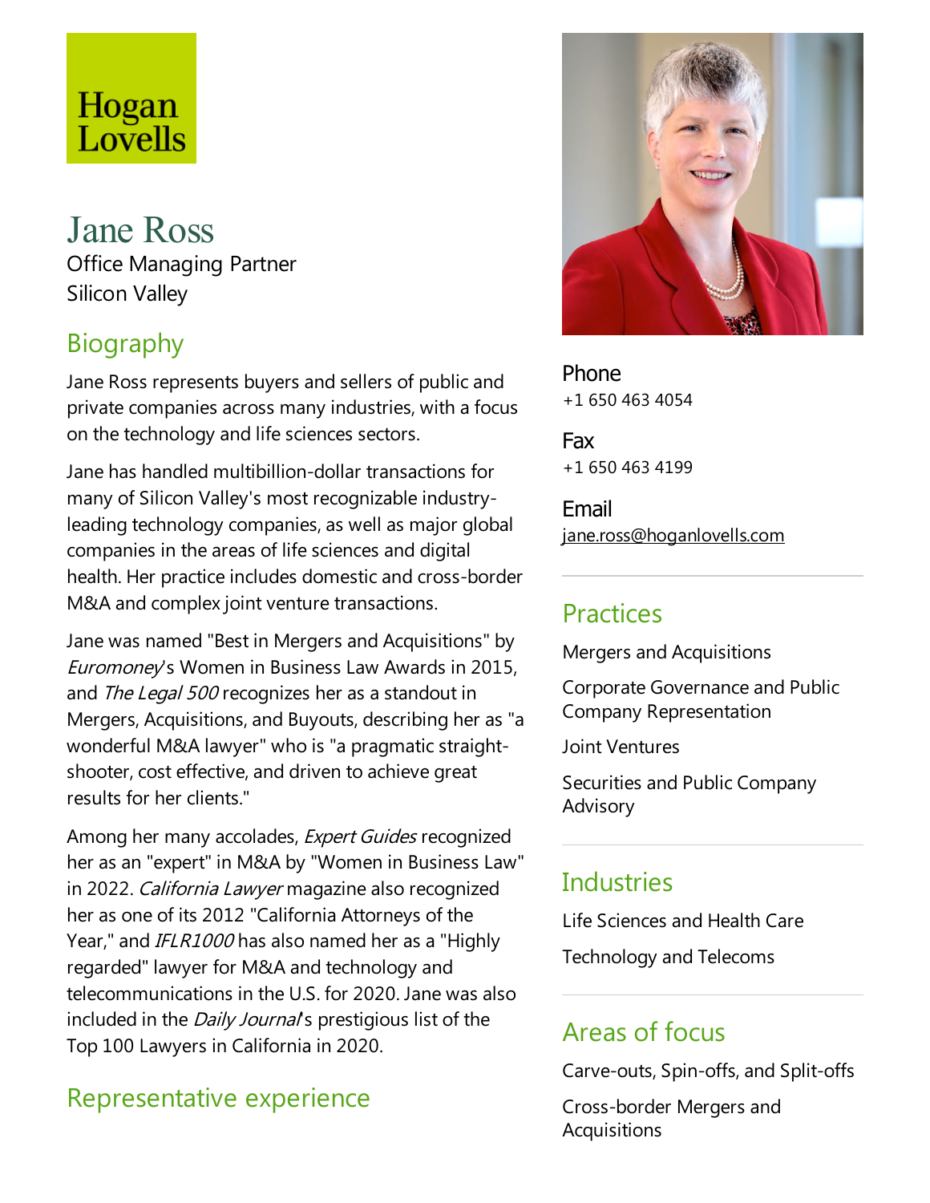Hogan Lovells

# Jane Ross

Office Managing Partner
Silicon Valley

## Biography

Jane Ross represents buyers and sellers of public and private companies across many industries, with a focus on the technology and life sciences sectors.

Jane has handled multibillion-dollar transactions for many of Silicon Valley's most recognizable industry-leading technology companies, as well as major global companies in the areas of life sciences and digital health. Her practice includes domestic and cross-border M&A and complex joint venture transactions.

Jane was named "Best in Mergers and Acquisitions" by *Euromoney*'s Women in Business Law Awards in 2015, and *The Legal 500* recognizes her as a standout in Mergers, Acquisitions, and Buyouts, describing her as "a wonderful M&A lawyer" who is "a pragmatic straight-shooter, cost effective, and driven to achieve great results for her clients."

Among her many accolades, *Expert Guides* recognized her as an "expert" in M&A by "Women in Business Law" in 2022. *California Lawyer* magazine also recognized her as one of its 2012 "California Attorneys of the Year," and *IFLR1000* has also named her as a "Highly regarded" lawyer for M&A and technology and telecommunications in the U.S. for 2020. Jane was also included in the *Daily Journal*'s prestigious list of the Top 100 Lawyers in California in 2020.

## Representative experience

Phone
+1 650 463 4054

Fax
+1 650 463 4199

Email
jane.ross@hoganlovells.com

## Practices

Mergers and Acquisitions

Corporate Governance and Public Company Representation

Joint Ventures

Securities and Public Company Advisory

## Industries

Life Sciences and Health Care

Technology and Telecoms

## Areas of focus

Carve-outs, Spin-offs, and Split-offs

Cross-border Mergers and Acquisitions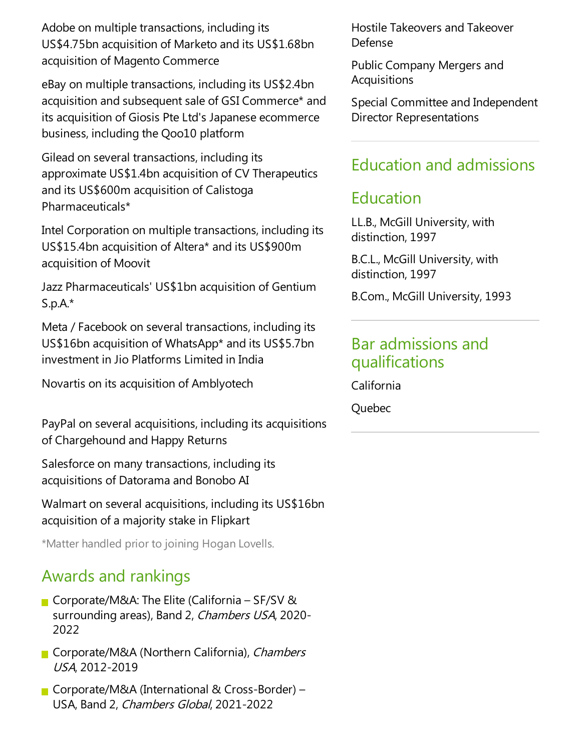Adobe on multiple transactions, including its US$4.75bn acquisition of Marketo and its US$1.68bn acquisition of Magento Commerce

eBay on multiple transactions, including its US$2.4bn acquisition and subsequent sale of GSI Commerce* and its acquisition of Giosis Pte Ltd's Japanese ecommerce business, including the Qoo10 platform

Gilead on several transactions, including its approximate US$1.4bn acquisition of CV Therapeutics and its US$600m acquisition of Calistoga Pharmaceuticals*

Intel Corporation on multiple transactions, including its US$15.4bn acquisition of Altera* and its US$900m acquisition of Moovit

Jazz Pharmaceuticals' US$1bn acquisition of Gentium S.p.A.*

Meta / Facebook on several transactions, including its US$16bn acquisition of WhatsApp* and its US$5.7bn investment in Jio Platforms Limited in India

Novartis on its acquisition of Amblyotech

PayPal on several acquisitions, including its acquisitions of Chargehound and Happy Returns

Salesforce on many transactions, including its acquisitions of Datorama and Bonobo AI

Walmart on several acquisitions, including its US$16bn acquisition of a majority stake in Flipkart

*Matter handled prior to joining Hogan Lovells.

## Awards and rankings

- Corporate/M&A: The Elite (California – SF/SV & surrounding areas), Band 2, *Chambers USA*, 2020-2022
- Corporate/M&A (Northern California), *Chambers USA*, 2012-2019
- Corporate/M&A (International & Cross-Border) – USA, Band 2, *Chambers Global*, 2021-2022

Hostile Takeovers and Takeover Defense

Public Company Mergers and Acquisitions

Special Committee and Independent Director Representations

## Education and admissions

### Education

LL.B., McGill University, with distinction, 1997

B.C.L., McGill University, with distinction, 1997

B.Com., McGill University, 1993

### Bar admissions and qualifications

California

Quebec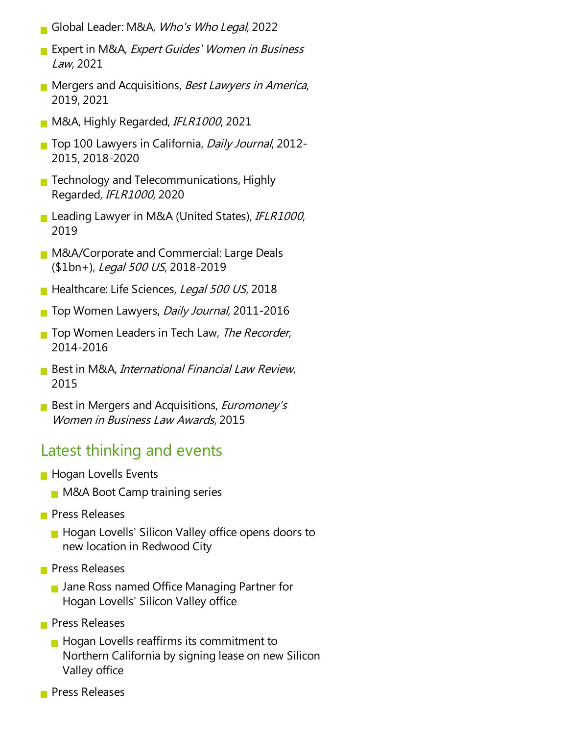- Global Leader: M&A, *Who's Who Legal*, 2022
- Expert in M&A, *Expert Guides' Women in Business Law*, 2021
- Mergers and Acquisitions, *Best Lawyers in America*, 2019, 2021
- M&A, Highly Regarded, *IFLR1000*, 2021
- Top 100 Lawyers in California, *Daily Journal*, 2012-2015, 2018-2020
- Technology and Telecommunications, Highly Regarded, *IFLR1000*, 2020
- Leading Lawyer in M&A (United States), *IFLR1000*, 2019
- M&A/Corporate and Commercial: Large Deals ($1bn+), *Legal 500 US*, 2018-2019
- Healthcare: Life Sciences, *Legal 500 US*, 2018
- Top Women Lawyers, *Daily Journal*, 2011-2016
- Top Women Leaders in Tech Law, *The Recorder*, 2014-2016
- Best in M&A, *International Financial Law Review*, 2015
- Best in Mergers and Acquisitions, *Euromoney's Women in Business Law Awards*, 2015

## Latest thinking and events

- Hogan Lovells Events
  - M&A Boot Camp training series
- Press Releases
  - Hogan Lovells' Silicon Valley office opens doors to new location in Redwood City
- Press Releases
  - Jane Ross named Office Managing Partner for Hogan Lovells' Silicon Valley office
- Press Releases
  - Hogan Lovells reaffirms its commitment to Northern California by signing lease on new Silicon Valley office
- Press Releases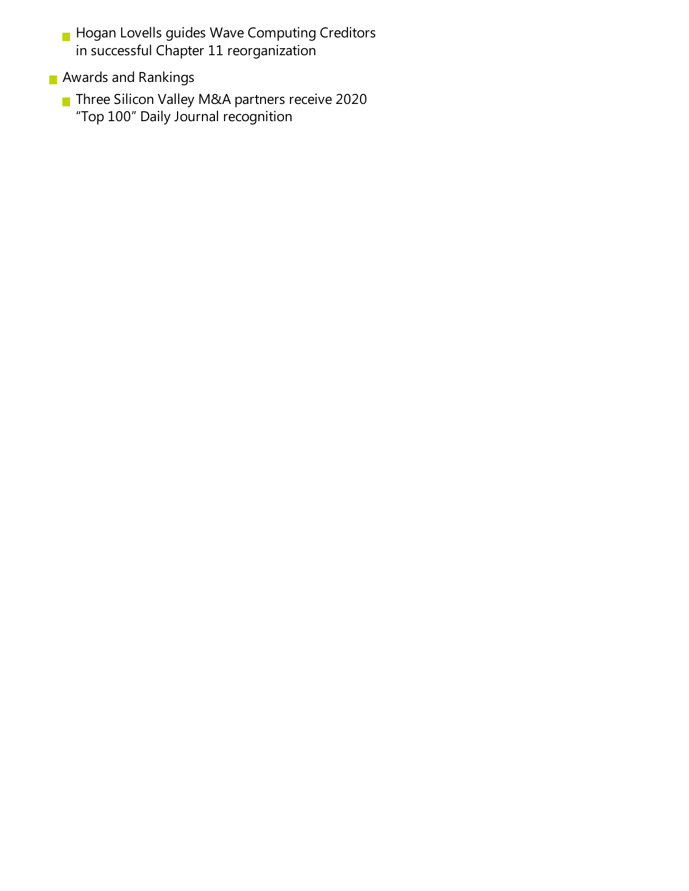- Hogan Lovells guides Wave Computing Creditors in successful Chapter 11 reorganization
- Awards and Rankings
  - Three Silicon Valley M&A partners receive 2020 "Top 100" Daily Journal recognition